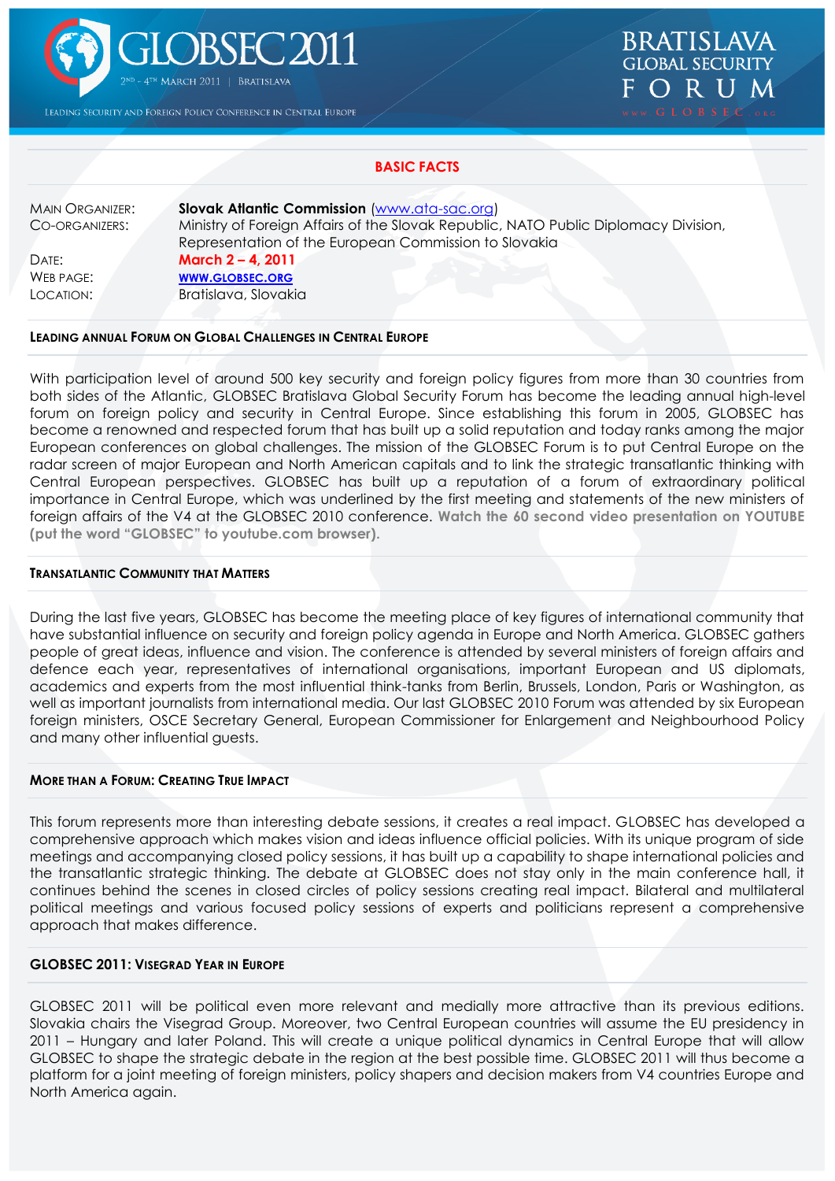# GLOBSEC 2011

2ND - 4TH MARCH 2011 | BRATISLAVA

LEADING SECURITY AND FOREIGN POLICY CONFERENCE IN CENTRAL EUROPE

BRATISLAVA GLOBAL SECURITY FORUM

WWW.GLOBSEC.ORG

## BASIC FACTS

| | |
|---|---|
| MAIN ORGANIZER: | **Slovak Atlantic Commission** (www.ata-sac.org) |
| CO-ORGANIZERS: | Ministry of Foreign Affairs of the Slovak Republic, NATO Public Diplomacy Division, Representation of the European Commission to Slovakia |
| DATE: | **March 2 – 4, 2011** |
| WEB PAGE: | **WWW.GLOBSEC.ORG** |
| LOCATION: | Bratislava, Slovakia |

### LEADING ANNUAL FORUM ON GLOBAL CHALLENGES IN CENTRAL EUROPE

With participation level of around 500 key security and foreign policy figures from more than 30 countries from both sides of the Atlantic, GLOBSEC Bratislava Global Security Forum has become the leading annual high-level forum on foreign policy and security in Central Europe. Since establishing this forum in 2005, GLOBSEC has become a renowned and respected forum that has built up a solid reputation and today ranks among the major European conferences on global challenges. The mission of the GLOBSEC Forum is to put Central Europe on the radar screen of major European and North American capitals and to link the strategic transatlantic thinking with Central European perspectives. GLOBSEC has built up a reputation of a forum of extraordinary political importance in Central Europe, which was underlined by the first meeting and statements of the new ministers of foreign affairs of the V4 at the GLOBSEC 2010 conference. **Watch the 60 second video presentation on YOUTUBE (put the word "GLOBSEC" to youtube.com browser).**

### TRANSATLANTIC COMMUNITY THAT MATTERS

During the last five years, GLOBSEC has become the meeting place of key figures of international community that have substantial influence on security and foreign policy agenda in Europe and North America. GLOBSEC gathers people of great ideas, influence and vision. The conference is attended by several ministers of foreign affairs and defence each year, representatives of international organisations, important European and US diplomats, academics and experts from the most influential think-tanks from Berlin, Brussels, London, Paris or Washington, as well as important journalists from international media. Our last GLOBSEC 2010 Forum was attended by six European foreign ministers, OSCE Secretary General, European Commissioner for Enlargement and Neighbourhood Policy and many other influential guests.

### MORE THAN A FORUM: CREATING TRUE IMPACT

This forum represents more than interesting debate sessions, it creates a real impact. GLOBSEC has developed a comprehensive approach which makes vision and ideas influence official policies. With its unique program of side meetings and accompanying closed policy sessions, it has built up a capability to shape international policies and the transatlantic strategic thinking. The debate at GLOBSEC does not stay only in the main conference hall, it continues behind the scenes in closed circles of policy sessions creating real impact. Bilateral and multilateral political meetings and various focused policy sessions of experts and politicians represent a comprehensive approach that makes difference.

### GLOBSEC 2011: VISEGRAD YEAR IN EUROPE

GLOBSEC 2011 will be political even more relevant and medially more attractive than its previous editions. Slovakia chairs the Visegrad Group. Moreover, two Central European countries will assume the EU presidency in 2011 – Hungary and later Poland. This will create a unique political dynamics in Central Europe that will allow GLOBSEC to shape the strategic debate in the region at the best possible time. GLOBSEC 2011 will thus become a platform for a joint meeting of foreign ministers, policy shapers and decision makers from V4 countries Europe and North America again.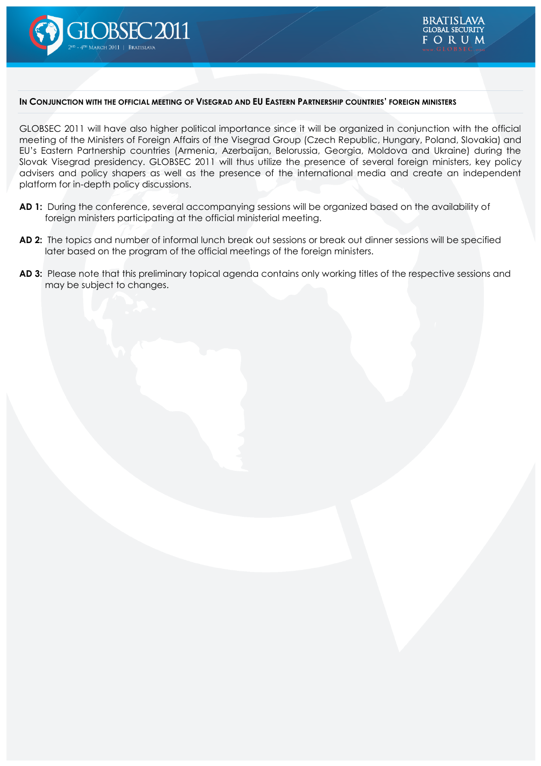## In Conjunction with the official meeting of Visegrad and EU Eastern Partnership countries' foreign ministers

GLOBSEC 2011 will have also higher political importance since it will be organized in conjunction with the official meeting of the Ministers of Foreign Affairs of the Visegrad Group (Czech Republic, Hungary, Poland, Slovakia) and EU's Eastern Partnership countries (Armenia, Azerbaijan, Belorussia, Georgia, Moldova and Ukraine) during the Slovak Visegrad presidency. GLOBSEC 2011 will thus utilize the presence of several foreign ministers, key policy advisers and policy shapers as well as the presence of the international media and create an independent platform for in-depth policy discussions.

**AD 1:** During the conference, several accompanying sessions will be organized based on the availability of foreign ministers participating at the official ministerial meeting.

**AD 2:** The topics and number of informal lunch break out sessions or break out dinner sessions will be specified later based on the program of the official meetings of the foreign ministers.

**AD 3:** Please note that this preliminary topical agenda contains only working titles of the respective sessions and may be subject to changes.